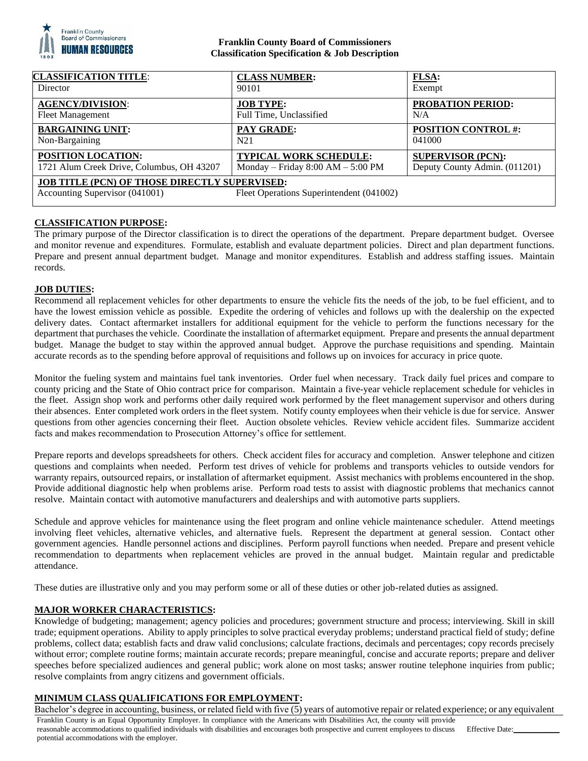**Franklin County Board of Commissioners**
**Classification Specification & Job Description**

| **CLASSIFICATION TITLE**: | **CLASS NUMBER:** | **FLSA:** |
|---|---|---|
| Director | 90101 | Exempt |
| **AGENCY/DIVISION**: | **JOB TYPE:** | **PROBATION PERIOD:** |
| Fleet Management | Full Time, Unclassified | N/A |
| **BARGAINING UNIT:** | **PAY GRADE:** | **POSITION CONTROL #:** |
| Non-Bargaining | N21 | 041000 |
| **POSITION LOCATION:** | **TYPICAL WORK SCHEDULE:** | **SUPERVISOR (PCN):** |
| 1721 Alum Creek Drive, Columbus, OH 43207 | Monday – Friday 8:00 AM – 5:00 PM | Deputy County Admin. (011201) |
| **JOB TITLE (PCN) OF THOSE DIRECTLY SUPERVISED:** | | |
| Accounting Supervisor (041001) | Fleet Operations Superintendent (041002) | |

## CLASSIFICATION PURPOSE:

The primary purpose of the Director classification is to direct the operations of the department. Prepare department budget. Oversee and monitor revenue and expenditures. Formulate, establish and evaluate department policies. Direct and plan department functions. Prepare and present annual department budget. Manage and monitor expenditures. Establish and address staffing issues. Maintain records.

## JOB DUTIES:

Recommend all replacement vehicles for other departments to ensure the vehicle fits the needs of the job, to be fuel efficient, and to have the lowest emission vehicle as possible. Expedite the ordering of vehicles and follows up with the dealership on the expected delivery dates. Contact aftermarket installers for additional equipment for the vehicle to perform the functions necessary for the department that purchases the vehicle. Coordinate the installation of aftermarket equipment. Prepare and presents the annual department budget. Manage the budget to stay within the approved annual budget. Approve the purchase requisitions and spending. Maintain accurate records as to the spending before approval of requisitions and follows up on invoices for accuracy in price quote.

Monitor the fueling system and maintains fuel tank inventories. Order fuel when necessary. Track daily fuel prices and compare to county pricing and the State of Ohio contract price for comparison. Maintain a five-year vehicle replacement schedule for vehicles in the fleet. Assign shop work and performs other daily required work performed by the fleet management supervisor and others during their absences. Enter completed work orders in the fleet system. Notify county employees when their vehicle is due for service. Answer questions from other agencies concerning their fleet. Auction obsolete vehicles. Review vehicle accident files. Summarize accident facts and makes recommendation to Prosecution Attorney's office for settlement.

Prepare reports and develops spreadsheets for others. Check accident files for accuracy and completion. Answer telephone and citizen questions and complaints when needed. Perform test drives of vehicle for problems and transports vehicles to outside vendors for warranty repairs, outsourced repairs, or installation of aftermarket equipment. Assist mechanics with problems encountered in the shop. Provide additional diagnostic help when problems arise. Perform road tests to assist with diagnostic problems that mechanics cannot resolve. Maintain contact with automotive manufacturers and dealerships and with automotive parts suppliers.

Schedule and approve vehicles for maintenance using the fleet program and online vehicle maintenance scheduler. Attend meetings involving fleet vehicles, alternative vehicles, and alternative fuels. Represent the department at general session. Contact other government agencies. Handle personnel actions and disciplines. Perform payroll functions when needed. Prepare and present vehicle recommendation to departments when replacement vehicles are proved in the annual budget. Maintain regular and predictable attendance.

These duties are illustrative only and you may perform some or all of these duties or other job-related duties as assigned.

## MAJOR WORKER CHARACTERISTICS:

Knowledge of budgeting; management; agency policies and procedures; government structure and process; interviewing. Skill in skill trade; equipment operations. Ability to apply principles to solve practical everyday problems; understand practical field of study; define problems, collect data; establish facts and draw valid conclusions; calculate fractions, decimals and percentages; copy records precisely without error; complete routine forms; maintain accurate records; prepare meaningful, concise and accurate reports; prepare and deliver speeches before specialized audiences and general public; work alone on most tasks; answer routine telephone inquiries from public; resolve complaints from angry citizens and government officials.

## MINIMUM CLASS QUALIFICATIONS FOR EMPLOYMENT:

Bachelor's degree in accounting, business, or related field with five (5) years of automotive repair or related experience; or any equivalent

Franklin County is an Equal Opportunity Employer. In compliance with the Americans with Disabilities Act, the county will provide reasonable accommodations to qualified individuals with disabilities and encourages both prospective and current employees to discuss potential accommodations with the employer. Effective Date:___________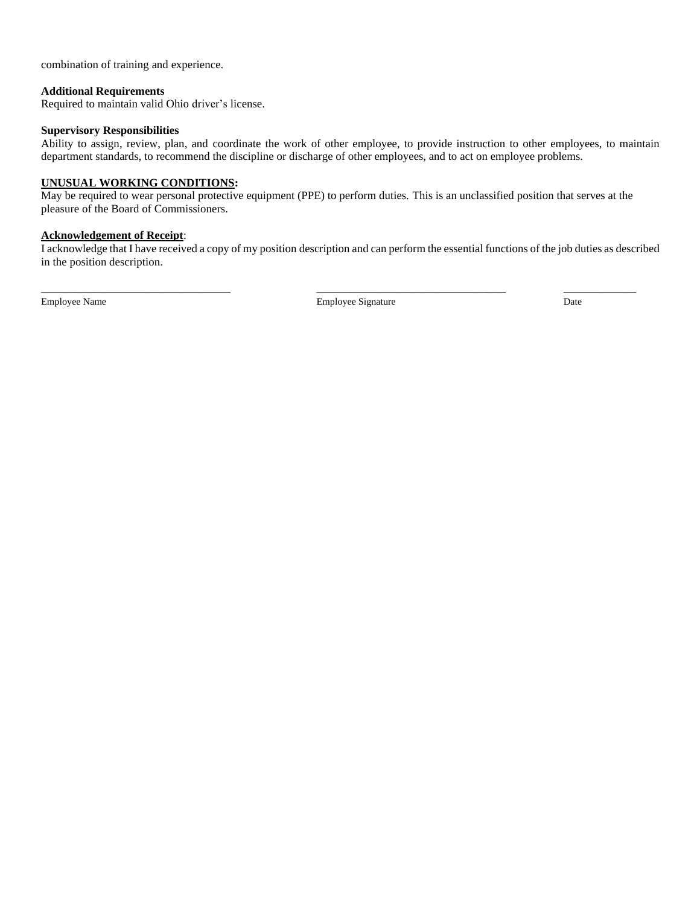combination of training and experience.

**Additional Requirements**
Required to maintain valid Ohio driver's license.

**Supervisory Responsibilities**
Ability to assign, review, plan, and coordinate the work of other employee, to provide instruction to other employees, to maintain department standards, to recommend the discipline or discharge of other employees, and to act on employee problems.

**<u>UNUSUAL WORKING CONDITIONS</u>:**
May be required to wear personal protective equipment (PPE) to perform duties. This is an unclassified position that serves at the pleasure of the Board of Commissioners.

**<u>Acknowledgement of Receipt</u>**:
I acknowledge that I have received a copy of my position description and can perform the essential functions of the job duties as described in the position description.

| | | |
|---|---|---|
| ____________________________________ | ____________________________________ | ______________ |
| Employee Name | Employee Signature | Date |